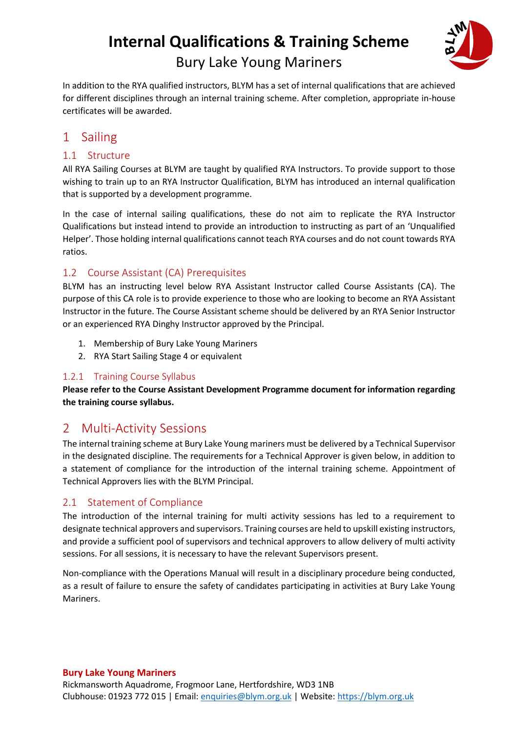# Internal Qualifications & Training Scheme

Bury Lake Young Mariners

In addition to the RYA qualified instructors, BLYM has a set of internal qualifications that are achieved for different disciplines through an internal training scheme. After completion, appropriate in-house certificates will be awarded.

## 1 Sailing

### 1.1 Structure

All RYA Sailing Courses at BLYM are taught by qualified RYA Instructors. To provide support to those wishing to train up to an RYA Instructor Qualification, BLYM has introduced an internal qualification that is supported by a development programme.

In the case of internal sailing qualifications, these do not aim to replicate the RYA Instructor Qualifications but instead intend to provide an introduction to instructing as part of an 'Unqualified Helper'. Those holding internal qualifications cannot teach RYA courses and do not count towards RYA ratios.

### 1.2 Course Assistant (CA) Prerequisites

BLYM has an instructing level below RYA Assistant Instructor called Course Assistants (CA). The purpose of this CA role is to provide experience to those who are looking to become an RYA Assistant Instructor in the future. The Course Assistant scheme should be delivered by an RYA Senior Instructor or an experienced RYA Dinghy Instructor approved by the Principal.

1. Membership of Bury Lake Young Mariners
2. RYA Start Sailing Stage 4 or equivalent

#### 1.2.1 Training Course Syllabus

**Please refer to the Course Assistant Development Programme document for information regarding the training course syllabus.**

## 2 Multi-Activity Sessions

The internal training scheme at Bury Lake Young mariners must be delivered by a Technical Supervisor in the designated discipline. The requirements for a Technical Approver is given below, in addition to a statement of compliance for the introduction of the internal training scheme. Appointment of Technical Approvers lies with the BLYM Principal.

### 2.1 Statement of Compliance

The introduction of the internal training for multi activity sessions has led to a requirement to designate technical approvers and supervisors. Training courses are held to upskill existing instructors, and provide a sufficient pool of supervisors and technical approvers to allow delivery of multi activity sessions. For all sessions, it is necessary to have the relevant Supervisors present.

Non-compliance with the Operations Manual will result in a disciplinary procedure being conducted, as a result of failure to ensure the safety of candidates participating in activities at Bury Lake Young Mariners.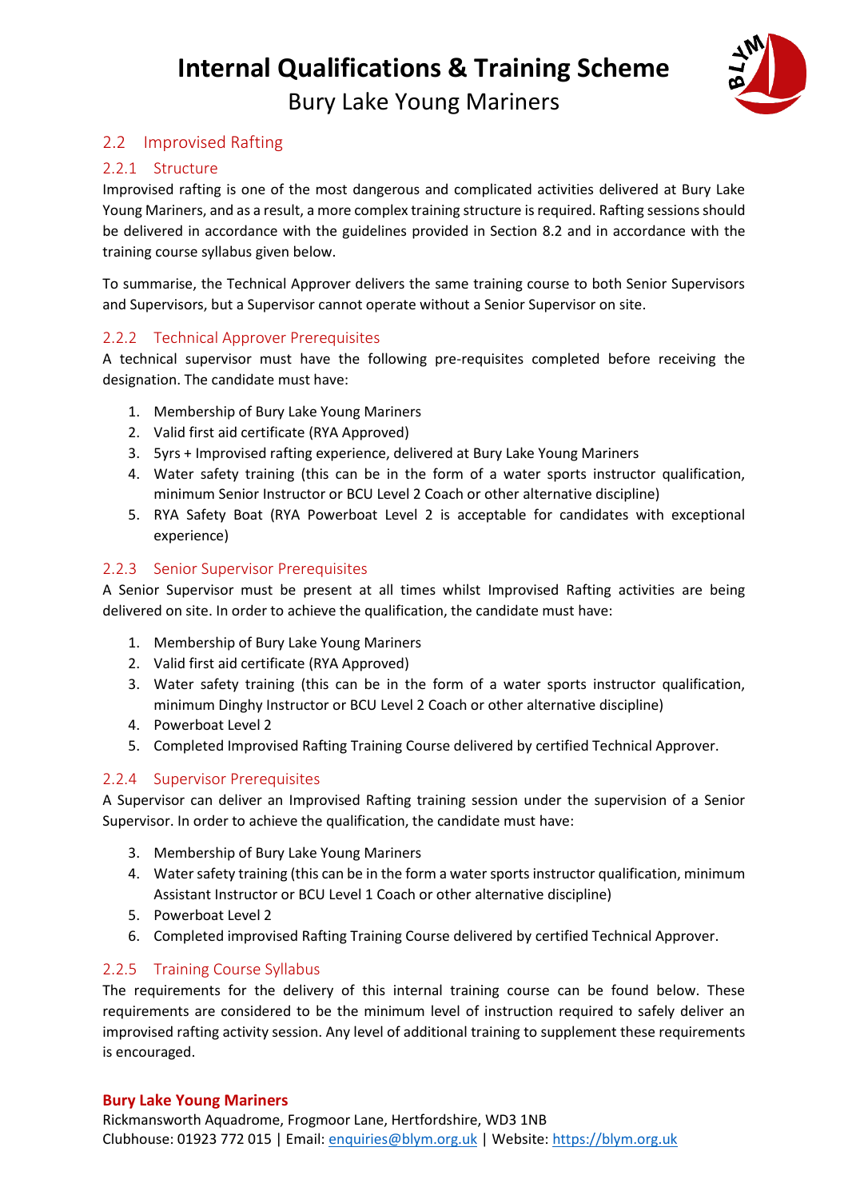## 2.2 Improvised Rafting

### 2.2.1 Structure

Improvised rafting is one of the most dangerous and complicated activities delivered at Bury Lake Young Mariners, and as a result, a more complex training structure is required. Rafting sessions should be delivered in accordance with the guidelines provided in Section 8.2 and in accordance with the training course syllabus given below.

To summarise, the Technical Approver delivers the same training course to both Senior Supervisors and Supervisors, but a Supervisor cannot operate without a Senior Supervisor on site.

### 2.2.2 Technical Approver Prerequisites

A technical supervisor must have the following pre-requisites completed before receiving the designation. The candidate must have:

1. Membership of Bury Lake Young Mariners
2. Valid first aid certificate (RYA Approved)
3. 5yrs + Improvised rafting experience, delivered at Bury Lake Young Mariners
4. Water safety training (this can be in the form of a water sports instructor qualification, minimum Senior Instructor or BCU Level 2 Coach or other alternative discipline)
5. RYA Safety Boat (RYA Powerboat Level 2 is acceptable for candidates with exceptional experience)

### 2.2.3 Senior Supervisor Prerequisites

A Senior Supervisor must be present at all times whilst Improvised Rafting activities are being delivered on site. In order to achieve the qualification, the candidate must have:

1. Membership of Bury Lake Young Mariners
2. Valid first aid certificate (RYA Approved)
3. Water safety training (this can be in the form of a water sports instructor qualification, minimum Dinghy Instructor or BCU Level 2 Coach or other alternative discipline)
4. Powerboat Level 2
5. Completed Improvised Rafting Training Course delivered by certified Technical Approver.

### 2.2.4 Supervisor Prerequisites

A Supervisor can deliver an Improvised Rafting training session under the supervision of a Senior Supervisor. In order to achieve the qualification, the candidate must have:

3. Membership of Bury Lake Young Mariners
4. Water safety training (this can be in the form a water sports instructor qualification, minimum Assistant Instructor or BCU Level 1 Coach or other alternative discipline)
5. Powerboat Level 2
6. Completed improvised Rafting Training Course delivered by certified Technical Approver.

### 2.2.5 Training Course Syllabus

The requirements for the delivery of this internal training course can be found below. These requirements are considered to be the minimum level of instruction required to safely deliver an improvised rafting activity session. Any level of additional training to supplement these requirements is encouraged.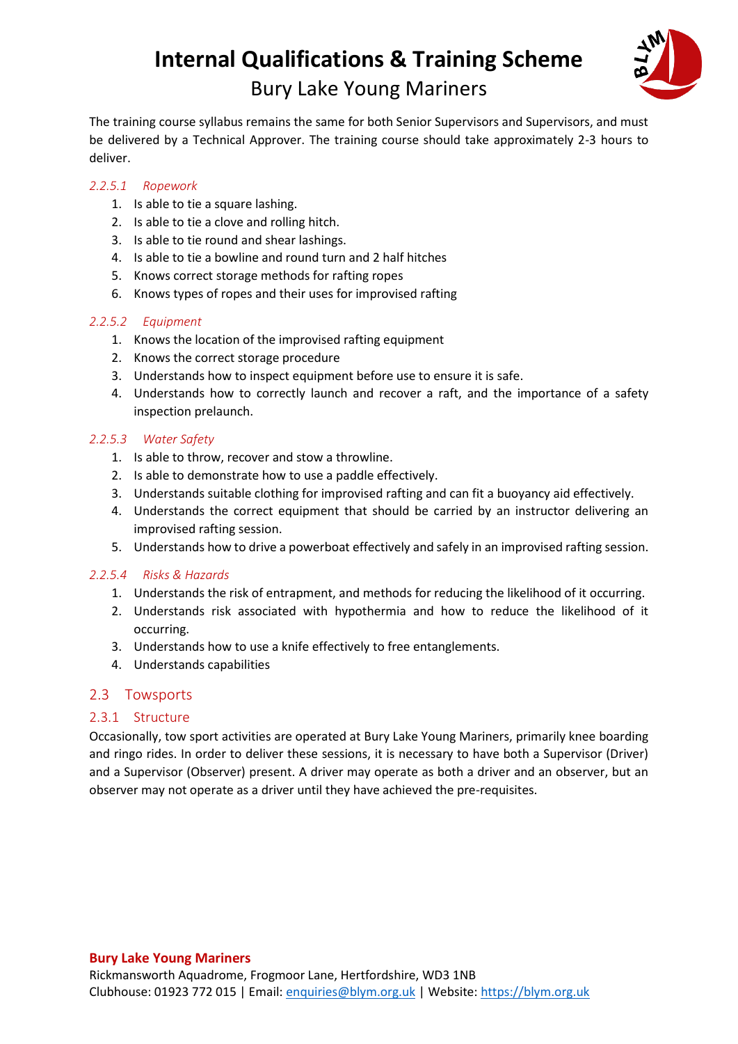The training course syllabus remains the same for both Senior Supervisors and Supervisors, and must be delivered by a Technical Approver. The training course should take approximately 2-3 hours to deliver.

#### *2.2.5.1 Ropework*

1. Is able to tie a square lashing.
2. Is able to tie a clove and rolling hitch.
3. Is able to tie round and shear lashings.
4. Is able to tie a bowline and round turn and 2 half hitches
5. Knows correct storage methods for rafting ropes
6. Knows types of ropes and their uses for improvised rafting

#### *2.2.5.2 Equipment*

1. Knows the location of the improvised rafting equipment
2. Knows the correct storage procedure
3. Understands how to inspect equipment before use to ensure it is safe.
4. Understands how to correctly launch and recover a raft, and the importance of a safety inspection prelaunch.

#### *2.2.5.3 Water Safety*

1. Is able to throw, recover and stow a throwline.
2. Is able to demonstrate how to use a paddle effectively.
3. Understands suitable clothing for improvised rafting and can fit a buoyancy aid effectively.
4. Understands the correct equipment that should be carried by an instructor delivering an improvised rafting session.
5. Understands how to drive a powerboat effectively and safely in an improvised rafting session.

#### *2.2.5.4 Risks & Hazards*

1. Understands the risk of entrapment, and methods for reducing the likelihood of it occurring.
2. Understands risk associated with hypothermia and how to reduce the likelihood of it occurring.
3. Understands how to use a knife effectively to free entanglements.
4. Understands capabilities

## 2.3 Towsports

### 2.3.1 Structure

Occasionally, tow sport activities are operated at Bury Lake Young Mariners, primarily knee boarding and ringo rides. In order to deliver these sessions, it is necessary to have both a Supervisor (Driver) and a Supervisor (Observer) present. A driver may operate as both a driver and an observer, but an observer may not operate as a driver until they have achieved the pre-requisites.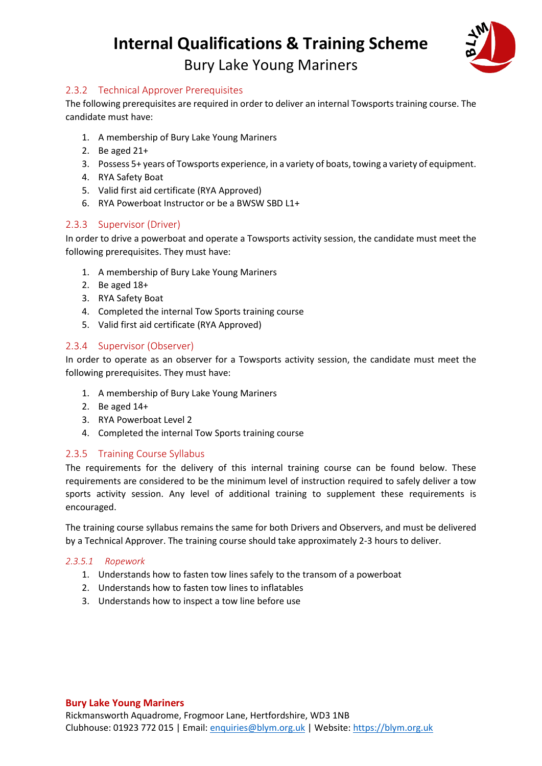### 2.3.2 Technical Approver Prerequisites

The following prerequisites are required in order to deliver an internal Towsports training course. The candidate must have:

1. A membership of Bury Lake Young Mariners
2. Be aged 21+
3. Possess 5+ years of Towsports experience, in a variety of boats, towing a variety of equipment.
4. RYA Safety Boat
5. Valid first aid certificate (RYA Approved)
6. RYA Powerboat Instructor or be a BWSW SBD L1+

### 2.3.3 Supervisor (Driver)

In order to drive a powerboat and operate a Towsports activity session, the candidate must meet the following prerequisites. They must have:

1. A membership of Bury Lake Young Mariners
2. Be aged 18+
3. RYA Safety Boat
4. Completed the internal Tow Sports training course
5. Valid first aid certificate (RYA Approved)

### 2.3.4 Supervisor (Observer)

In order to operate as an observer for a Towsports activity session, the candidate must meet the following prerequisites. They must have:

1. A membership of Bury Lake Young Mariners
2. Be aged 14+
3. RYA Powerboat Level 2
4. Completed the internal Tow Sports training course

### 2.3.5 Training Course Syllabus

The requirements for the delivery of this internal training course can be found below. These requirements are considered to be the minimum level of instruction required to safely deliver a tow sports activity session. Any level of additional training to supplement these requirements is encouraged.

The training course syllabus remains the same for both Drivers and Observers, and must be delivered by a Technical Approver. The training course should take approximately 2-3 hours to deliver.

#### *2.3.5.1 Ropework*

1. Understands how to fasten tow lines safely to the transom of a powerboat
2. Understands how to fasten tow lines to inflatables
3. Understands how to inspect a tow line before use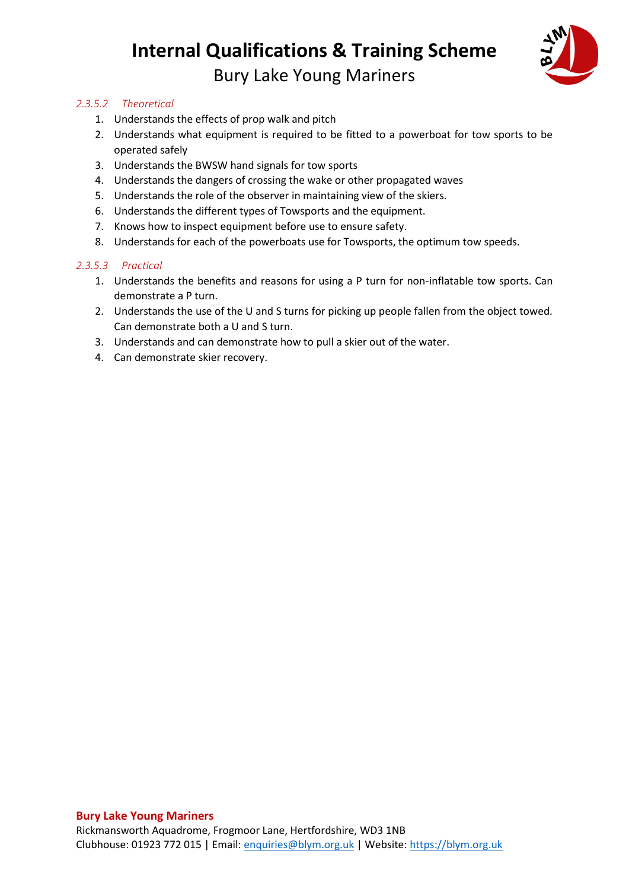#### *2.3.5.2 Theoretical*

1. Understands the effects of prop walk and pitch
2. Understands what equipment is required to be fitted to a powerboat for tow sports to be operated safely
3. Understands the BWSW hand signals for tow sports
4. Understands the dangers of crossing the wake or other propagated waves
5. Understands the role of the observer in maintaining view of the skiers.
6. Understands the different types of Towsports and the equipment.
7. Knows how to inspect equipment before use to ensure safety.
8. Understands for each of the powerboats use for Towsports, the optimum tow speeds.

#### *2.3.5.3 Practical*

1. Understands the benefits and reasons for using a P turn for non-inflatable tow sports. Can demonstrate a P turn.
2. Understands the use of the U and S turns for picking up people fallen from the object towed. Can demonstrate both a U and S turn.
3. Understands and can demonstrate how to pull a skier out of the water.
4. Can demonstrate skier recovery.